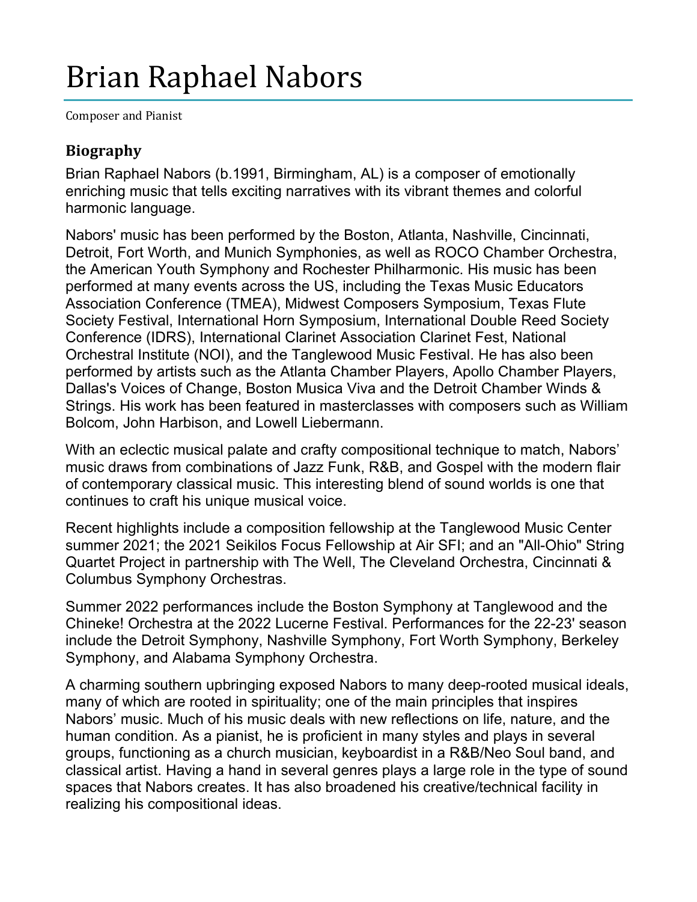# Brian Raphael Nabors

Composer and Pianist

## Biography

Brian Raphael Nabors (b.1991, Birmingham, AL) is a composer of emotionally enriching music that tells exciting narratives with its vibrant themes and colorful harmonic language.

Nabors' music has been performed by the Boston, Atlanta, Nashville, Cincinnati, Detroit, Fort Worth, and Munich Symphonies, as well as ROCO Chamber Orchestra, the American Youth Symphony and Rochester Philharmonic. His music has been performed at many events across the US, including the Texas Music Educators Association Conference (TMEA), Midwest Composers Symposium, Texas Flute Society Festival, International Horn Symposium, International Double Reed Society Conference (IDRS), International Clarinet Association Clarinet Fest, National Orchestral Institute (NOI), and the Tanglewood Music Festival. He has also been performed by artists such as the Atlanta Chamber Players, Apollo Chamber Players, Dallas's Voices of Change, Boston Musica Viva and the Detroit Chamber Winds & Strings. His work has been featured in masterclasses with composers such as William Bolcom, John Harbison, and Lowell Liebermann.

With an eclectic musical palate and crafty compositional technique to match, Nabors' music draws from combinations of Jazz Funk, R&B, and Gospel with the modern flair of contemporary classical music. This interesting blend of sound worlds is one that continues to craft his unique musical voice.

Recent highlights include a composition fellowship at the Tanglewood Music Center summer 2021; the 2021 Seikilos Focus Fellowship at Air SFI; and an "All-Ohio" String Quartet Project in partnership with The Well, The Cleveland Orchestra, Cincinnati & Columbus Symphony Orchestras.

Summer 2022 performances include the Boston Symphony at Tanglewood and the Chineke! Orchestra at the 2022 Lucerne Festival. Performances for the 22-23' season include the Detroit Symphony, Nashville Symphony, Fort Worth Symphony, Berkeley Symphony, and Alabama Symphony Orchestra.

A charming southern upbringing exposed Nabors to many deep-rooted musical ideals, many of which are rooted in spirituality; one of the main principles that inspires Nabors' music. Much of his music deals with new reflections on life, nature, and the human condition. As a pianist, he is proficient in many styles and plays in several groups, functioning as a church musician, keyboardist in a R&B/Neo Soul band, and classical artist. Having a hand in several genres plays a large role in the type of sound spaces that Nabors creates. It has also broadened his creative/technical facility in realizing his compositional ideas.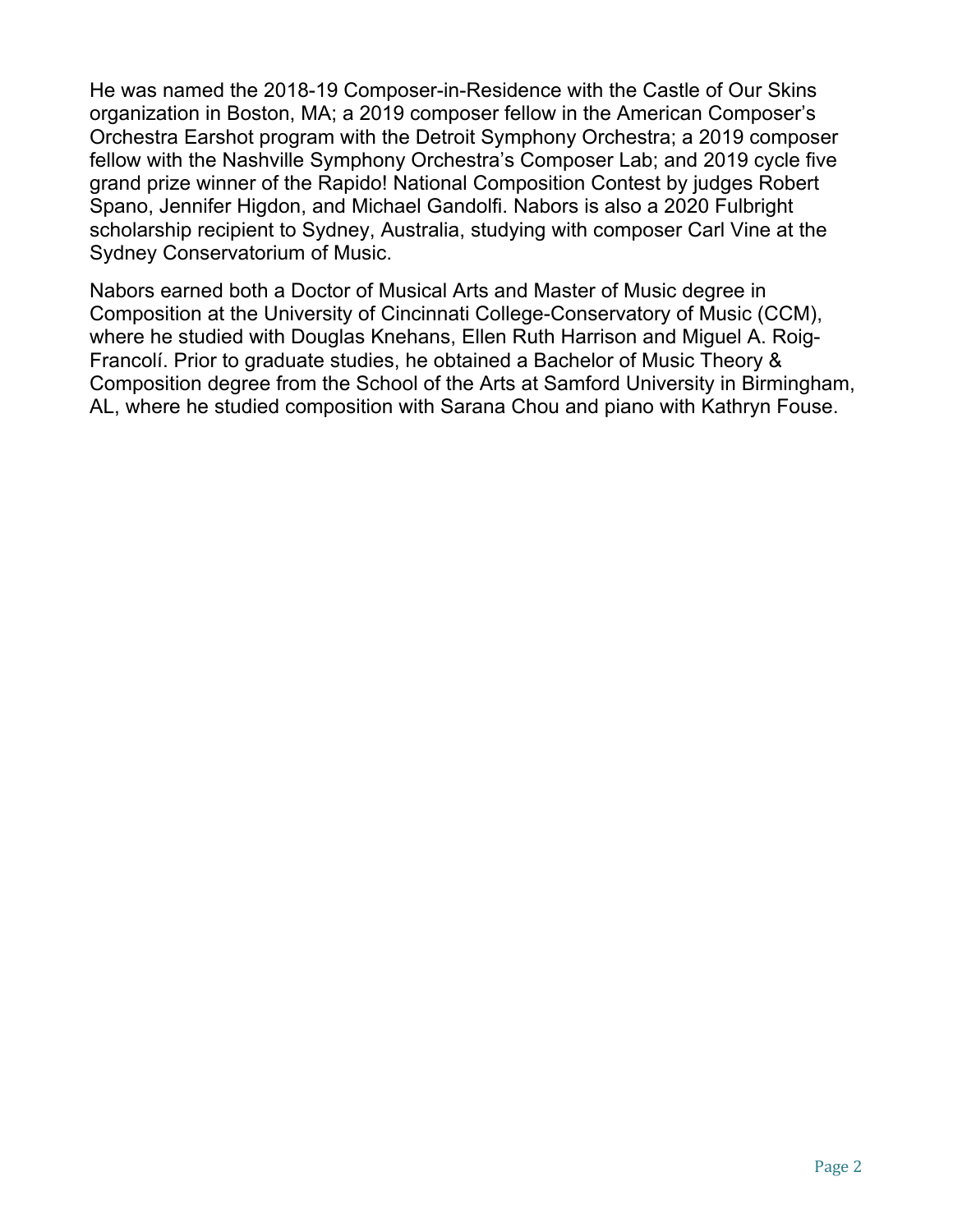He was named the 2018-19 Composer-in-Residence with the Castle of Our Skins organization in Boston, MA; a 2019 composer fellow in the American Composer's Orchestra Earshot program with the Detroit Symphony Orchestra; a 2019 composer fellow with the Nashville Symphony Orchestra's Composer Lab; and 2019 cycle five grand prize winner of the Rapido! National Composition Contest by judges Robert Spano, Jennifer Higdon, and Michael Gandolfi. Nabors is also a 2020 Fulbright scholarship recipient to Sydney, Australia, studying with composer Carl Vine at the Sydney Conservatorium of Music.

Nabors earned both a Doctor of Musical Arts and Master of Music degree in Composition at the University of Cincinnati College-Conservatory of Music (CCM), where he studied with Douglas Knehans, Ellen Ruth Harrison and Miguel A. Roig-Francolí. Prior to graduate studies, he obtained a Bachelor of Music Theory & Composition degree from the School of the Arts at Samford University in Birmingham, AL, where he studied composition with Sarana Chou and piano with Kathryn Fouse.